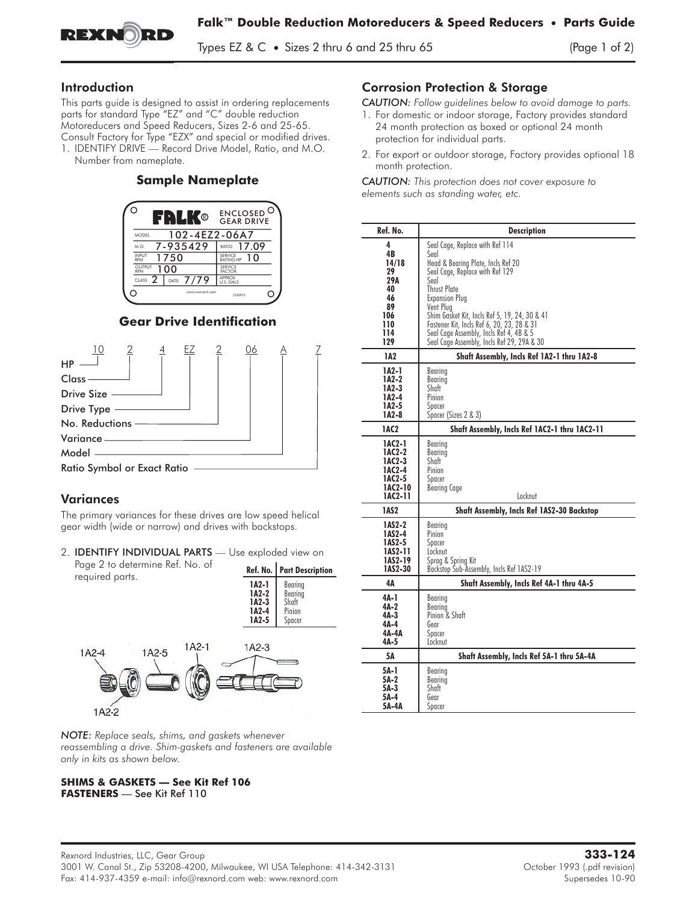# Falk™ Double Reduction Motoreducers & Speed Reducers • Parts Guide

Types EZ & C • Sizes 2 thru 6 and 25 thru 65

## Introduction

This parts guide is designed to assist in ordering replacements parts for standard Type "EZ" and "C" double reduction Motoreducers and Speed Reducers, Sizes 2-6 and 25-65. Consult Factory for Type "EZX" and special or modified drives.

1. IDENTIFY DRIVE — Record Drive Model, Ratio, and M.O. Number from nameplate.

### Sample Nameplate

FALK® ENCLOSED GEAR DRIVE

| | | | |
|---|---|---|---|
| MODEL | 102-4EZ2-06A7 | | |
| M.O. | 7-935429 | RATIO | 17.09 |
| INPUT RPM | 1750 | SERVICE RATING HP | 10 |
| OUTPUT RPM | 100 | SERVICE FACTOR | |
| CLASS 2 | DATE 7/79 | APPROX U.S. GALS | |

www.rexnord.com 1220915

### Gear Drive Identification

10 2 4 EZ 2 06 A 7

- 10 — HP
- 2 — Class
- 4 — Drive Size
- EZ — Drive Type
- 2 — No. Reductions
- 06 — Variance
- A — Model
- 7 — Ratio Symbol or Exact Ratio

## Variances

The primary variances for these drives are low speed helical gear width (wide or narrow) and drives with backstops.

2. **IDENTIFY INDIVIDUAL PARTS** — Use exploded view on Page 2 to determine Ref. No. of required parts.

| Ref. No. | Part Description |
|---|---|
| 1A2-1 | Bearing |
| 1A2-2 | Bearing |
| 1A2-3 | Shaft |
| 1A2-4 | Pinion |
| 1A2-5 | Spacer |

1A2-4 1A2-5 1A2-1 1A2-3 1A2-2

*NOTE: Replace seals, shims, and gaskets whenever reassembling a drive. Shim-gaskets and fasteners are available only in kits as shown below.*

**SHIMS & GASKETS — See Kit Ref 106**
**FASTENERS** — See Kit Ref 110

## Corrosion Protection & Storage

*CAUTION: Follow guidelines below to avoid damage to parts.*

1. For domestic or indoor storage, Factory provides standard 24 month protection as boxed or optional 24 month protection for individual parts.
2. For export or outdoor storage, Factory provides optional 18 month protection.

*CAUTION: This protection does not cover exposure to elements such as standing water, etc.*

| Ref. No. | Description |
|---|---|
| 4 | Seal Cage, Replace with Ref 114 |
| 4B | Seal |
| 14/18 | Head & Bearing Plate, Incls Ref 20 |
| 29 | Seal Cage, Replace with Ref 129 |
| 29A | Seal |
| 40 | Thrust Plate |
| 46 | Expansion Plug |
| 89 | Vent Plug |
| 106 | Shim Gasket Kit, Incls Ref 5, 19, 24, 30 & 41 |
| 110 | Fastener Kit, Incls Ref 6, 20, 23, 28 & 31 |
| 114 | Seal Cage Assembly, Incls Ref 4, 4B & 5 |
| 129 | Seal Cage Assembly, Incls Ref 29, 29A & 30 |
| **1A2** | **Shaft Assembly, Incls Ref 1A2-1 thru 1A2-8** |
| 1A2-1 | Bearing |
| 1A2-2 | Bearing |
| 1A2-3 | Shaft |
| 1A2-4 | Pinion |
| 1A2-5 | Spacer |
| 1A2-8 | Spacer (Sizes 2 & 3) |
| **1AC2** | **Shaft Assembly, Incls Ref 1AC2-1 thru 1AC2-11** |
| 1AC2-1 | Bearing |
| 1AC2-2 | Bearing |
| 1AC2-3 | Shaft |
| 1AC2-4 | Pinion |
| 1AC2-5 | Spacer |
| 1AC2-10 | Bearing Cage |
| 1AC2-11 | Locknut |
| **1AS2** | **Shaft Assembly, Incls Ref 1AS2-30 Backstop** |
| 1AS2-2 | Bearing |
| 1AS2-4 | Pinion |
| 1AS2-5 | Spacer |
| 1AS2-11 | Locknut |
| 1AS2-19 | Sprag & Spring Kit |
| 1AS2-30 | Backstop Sub-Assembly, Incls Ref 1AS2-19 |
| **4A** | **Shaft Assembly, Incls Ref 4A-1 thru 4A-5** |
| 4A-1 | Bearing |
| 4A-2 | Bearing |
| 4A-3 | Pinion & Shaft |
| 4A-4 | Gear |
| 4A-4A | Spacer |
| 4A-5 | Locknut |
| **5A** | **Shaft Assembly, Incls Ref 5A-1 thru 5A-4A** |
| 5A-1 | Bearing |
| 5A-2 | Bearing |
| 5A-3 | Shaft |
| 5A-4 | Gear |
| 5A-4A | Spacer |

Rexnord Industries, LLC, Gear Group
3001 W. Canal St., Zip 53208-4200, Milwaukee, WI USA Telephone: 414-342-3131
Fax: 414-937-4359 e-mail: info@rexnord.com web: www.rexnord.com

**333-124**
October 1993 (.pdf revision)
Supersedes 10-90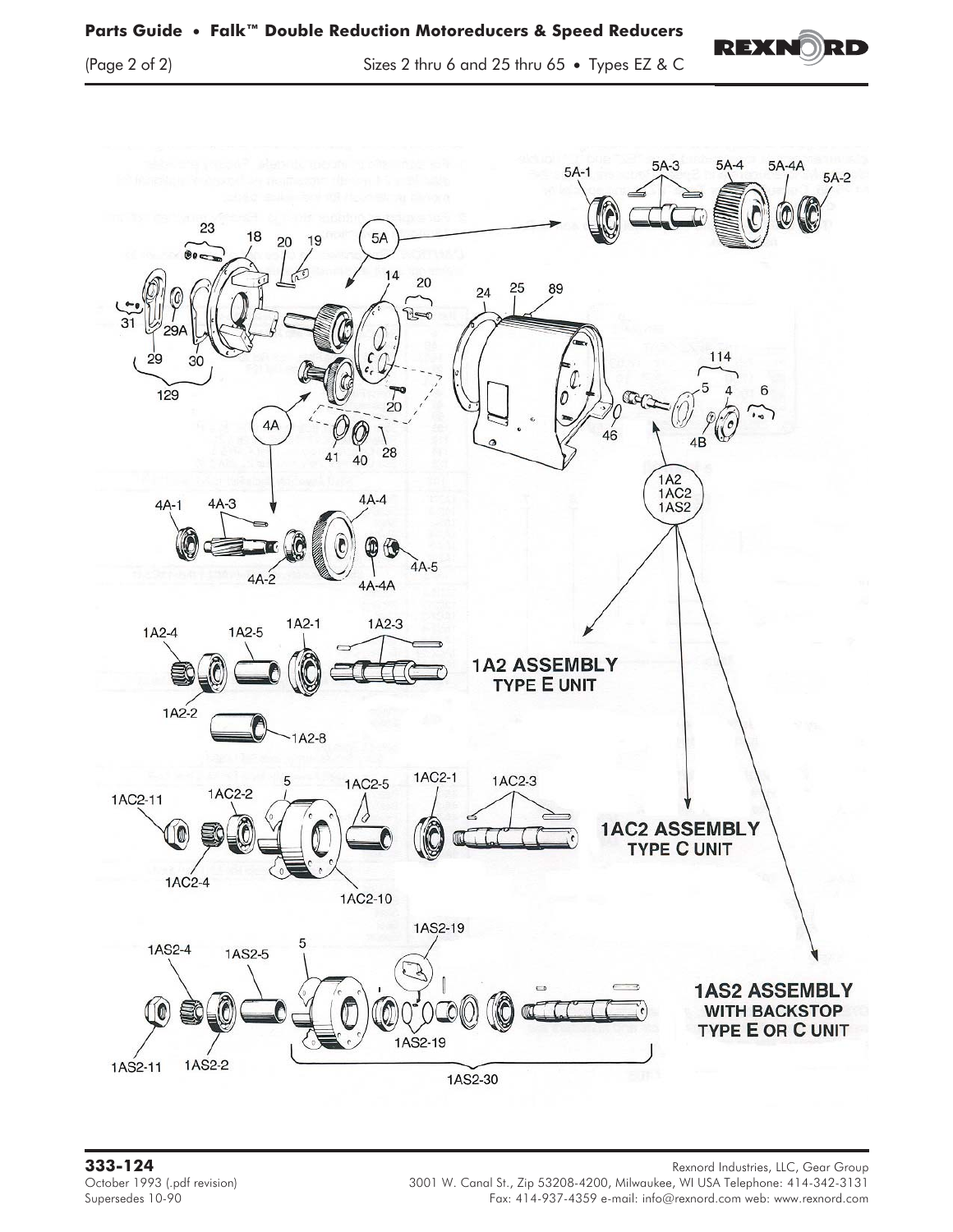5A-1 5A-3 5A-4 5A-4A 5A-2

23 18 20 19 5A 14 20

31 29A 29 30 129

24 25 89

114 5 4 6 46 4B

4A 20 41 40 28

1A2
1AC2
1AS2

4A-1 4A-3 4A-4 4A-2 4A-4A 4A-5

1A2-4 1A2-5 1A2-1 1A2-3 1A2-2 1A2-8

**1A2 ASSEMBLY**
**TYPE E UNIT**

1AC2-11 1AC2-2 5 1AC2-5 1AC2-1 1AC2-3 1AC2-4 1AC2-10

**1AC2 ASSEMBLY**
**TYPE C UNIT**

1AS2-4 1AS2-5 5 1AS2-19 1AS2-19 1AS2-11 1AS2-2 1AS2-30

**1AS2 ASSEMBLY**
**WITH BACKSTOP**
**TYPE E OR C UNIT**

**333-124**
October 1993 (.pdf revision)
Supersedes 10-90

Rexnord Industries, LLC, Gear Group
3001 W. Canal St., Zip 53208-4200, Milwaukee, WI USA Telephone: 414-342-3131
Fax: 414-937-4359 e-mail: info@rexnord.com web: www.rexnord.com